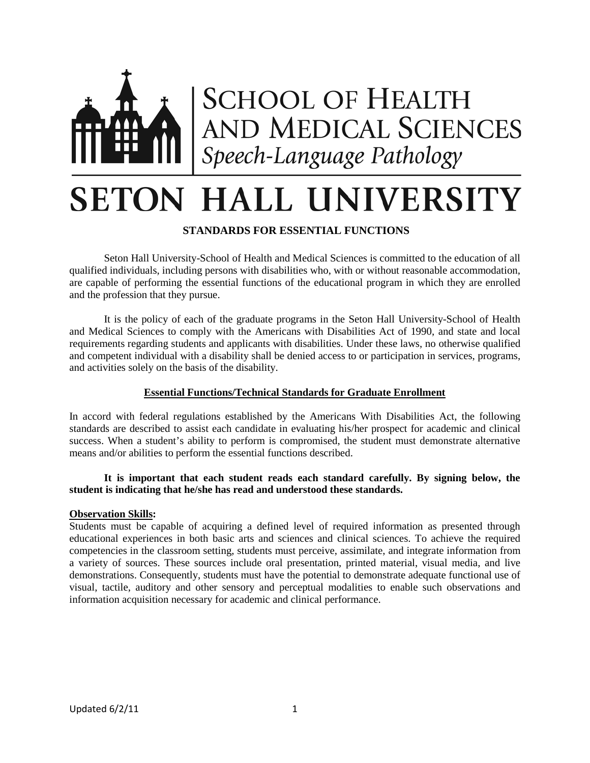# SCHOOL OF HEALTH AND MEDICAL SCIENCES

*Speech-Language Pathology*

# SETON HALL UNIVERSITY

## STANDARDS FOR ESSENTIAL FUNCTIONS

Seton Hall University-School of Health and Medical Sciences is committed to the education of all qualified individuals, including persons with disabilities who, with or without reasonable accommodation, are capable of performing the essential functions of the educational program in which they are enrolled and the profession that they pursue.

It is the policy of each of the graduate programs in the Seton Hall University-School of Health and Medical Sciences to comply with the Americans with Disabilities Act of 1990, and state and local requirements regarding students and applicants with disabilities. Under these laws, no otherwise qualified and competent individual with a disability shall be denied access to or participation in services, programs, and activities solely on the basis of the disability.

### Essential Functions/Technical Standards for Graduate Enrollment

In accord with federal regulations established by the Americans With Disabilities Act, the following standards are described to assist each candidate in evaluating his/her prospect for academic and clinical success. When a student's ability to perform is compromised, the student must demonstrate alternative means and/or abilities to perform the essential functions described.

**It is important that each student reads each standard carefully. By signing below, the student is indicating that he/she has read and understood these standards.**

**Observation Skills:**

Students must be capable of acquiring a defined level of required information as presented through educational experiences in both basic arts and sciences and clinical sciences. To achieve the required competencies in the classroom setting, students must perceive, assimilate, and integrate information from a variety of sources. These sources include oral presentation, printed material, visual media, and live demonstrations. Consequently, students must have the potential to demonstrate adequate functional use of visual, tactile, auditory and other sensory and perceptual modalities to enable such observations and information acquisition necessary for academic and clinical performance.

Updated 6/2/11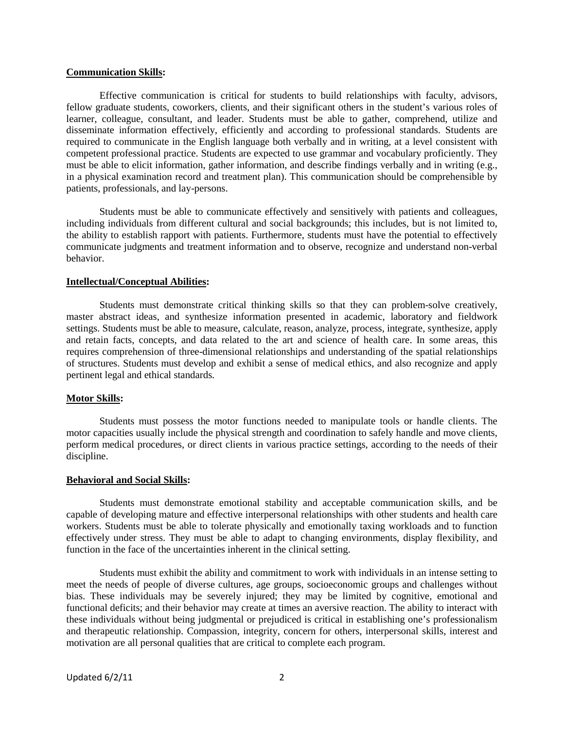**Communication Skills:**

Effective communication is critical for students to build relationships with faculty, advisors, fellow graduate students, coworkers, clients, and their significant others in the student's various roles of learner, colleague, consultant, and leader. Students must be able to gather, comprehend, utilize and disseminate information effectively, efficiently and according to professional standards. Students are required to communicate in the English language both verbally and in writing, at a level consistent with competent professional practice. Students are expected to use grammar and vocabulary proficiently. They must be able to elicit information, gather information, and describe findings verbally and in writing (e.g., in a physical examination record and treatment plan). This communication should be comprehensible by patients, professionals, and lay-persons.

Students must be able to communicate effectively and sensitively with patients and colleagues, including individuals from different cultural and social backgrounds; this includes, but is not limited to, the ability to establish rapport with patients. Furthermore, students must have the potential to effectively communicate judgments and treatment information and to observe, recognize and understand non-verbal behavior.

**Intellectual/Conceptual Abilities:**

Students must demonstrate critical thinking skills so that they can problem-solve creatively, master abstract ideas, and synthesize information presented in academic, laboratory and fieldwork settings. Students must be able to measure, calculate, reason, analyze, process, integrate, synthesize, apply and retain facts, concepts, and data related to the art and science of health care. In some areas, this requires comprehension of three-dimensional relationships and understanding of the spatial relationships of structures. Students must develop and exhibit a sense of medical ethics, and also recognize and apply pertinent legal and ethical standards.

**Motor Skills:**

Students must possess the motor functions needed to manipulate tools or handle clients. The motor capacities usually include the physical strength and coordination to safely handle and move clients, perform medical procedures, or direct clients in various practice settings, according to the needs of their discipline.

**Behavioral and Social Skills:**

Students must demonstrate emotional stability and acceptable communication skills, and be capable of developing mature and effective interpersonal relationships with other students and health care workers. Students must be able to tolerate physically and emotionally taxing workloads and to function effectively under stress. They must be able to adapt to changing environments, display flexibility, and function in the face of the uncertainties inherent in the clinical setting.

Students must exhibit the ability and commitment to work with individuals in an intense setting to meet the needs of people of diverse cultures, age groups, socioeconomic groups and challenges without bias. These individuals may be severely injured; they may be limited by cognitive, emotional and functional deficits; and their behavior may create at times an aversive reaction. The ability to interact with these individuals without being judgmental or prejudiced is critical in establishing one's professionalism and therapeutic relationship. Compassion, integrity, concern for others, interpersonal skills, interest and motivation are all personal qualities that are critical to complete each program.

Updated 6/2/11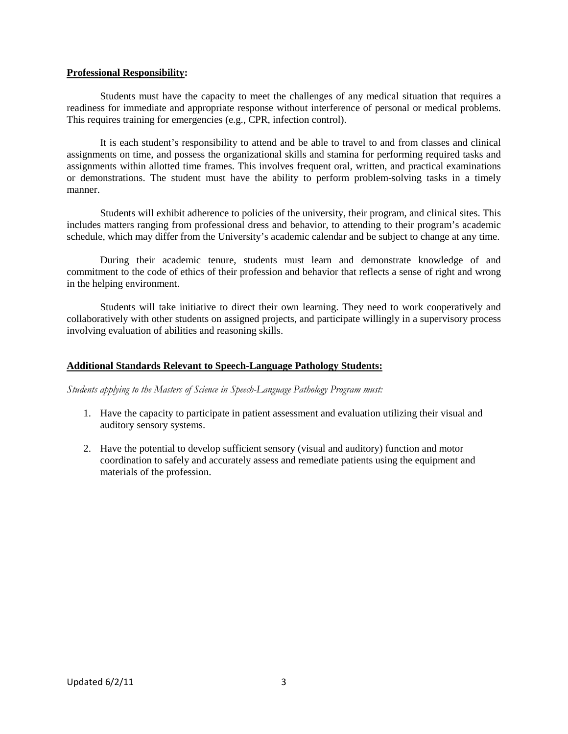**<u>Professional Responsibility</u>:**

Students must have the capacity to meet the challenges of any medical situation that requires a readiness for immediate and appropriate response without interference of personal or medical problems. This requires training for emergencies (e.g., CPR, infection control).

It is each student's responsibility to attend and be able to travel to and from classes and clinical assignments on time, and possess the organizational skills and stamina for performing required tasks and assignments within allotted time frames. This involves frequent oral, written, and practical examinations or demonstrations. The student must have the ability to perform problem-solving tasks in a timely manner.

Students will exhibit adherence to policies of the university, their program, and clinical sites. This includes matters ranging from professional dress and behavior, to attending to their program's academic schedule, which may differ from the University's academic calendar and be subject to change at any time.

During their academic tenure, students must learn and demonstrate knowledge of and commitment to the code of ethics of their profession and behavior that reflects a sense of right and wrong in the helping environment.

Students will take initiative to direct their own learning. They need to work cooperatively and collaboratively with other students on assigned projects, and participate willingly in a supervisory process involving evaluation of abilities and reasoning skills.

**<u>Additional Standards Relevant to Speech-Language Pathology Students:</u>**

*Students applying to the Masters of Science in Speech-Language Pathology Program must:*

1. Have the capacity to participate in patient assessment and evaluation utilizing their visual and auditory sensory systems.

2. Have the potential to develop sufficient sensory (visual and auditory) function and motor coordination to safely and accurately assess and remediate patients using the equipment and materials of the profession.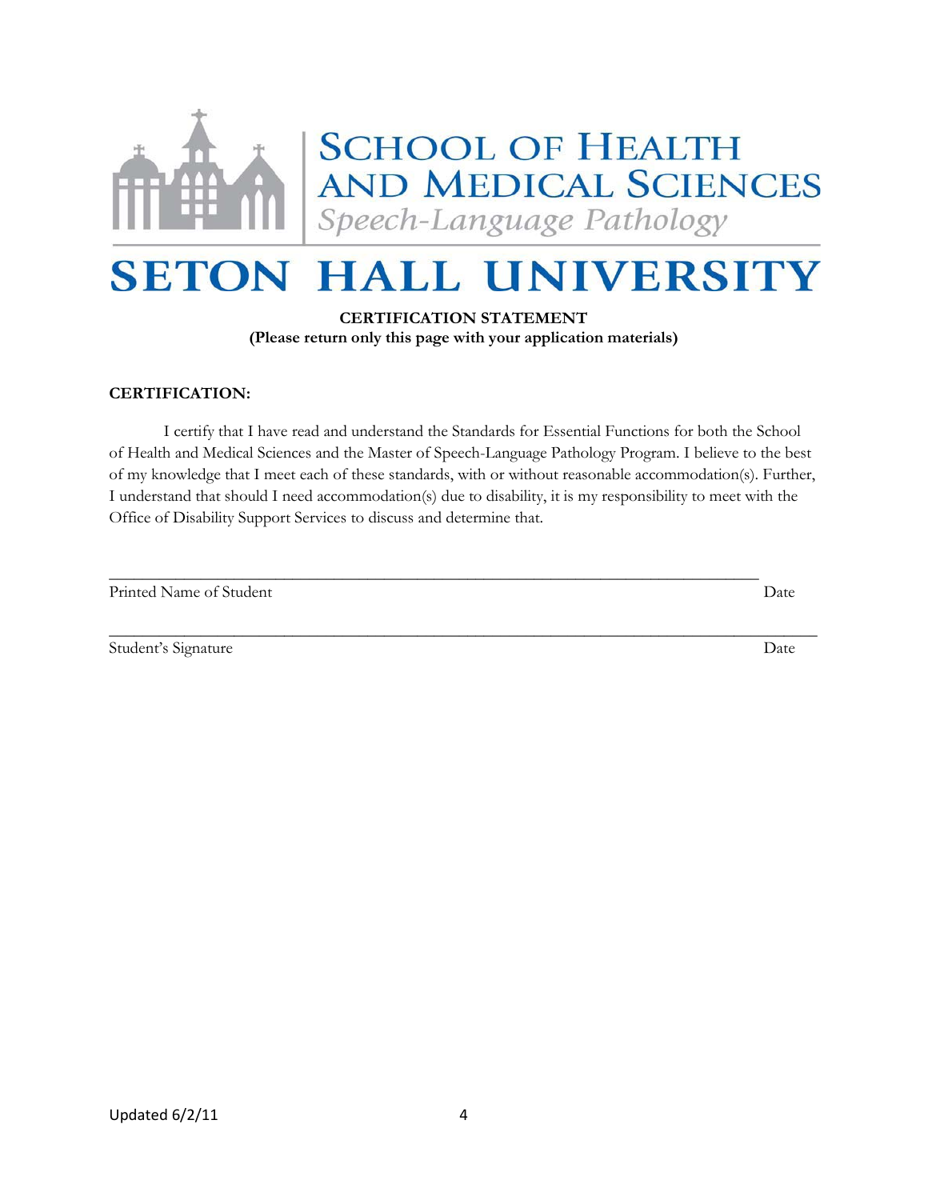# SCHOOL OF HEALTH AND MEDICAL SCIENCES

*Speech-Language Pathology*

# SETON HALL UNIVERSITY

**CERTIFICATION STATEMENT**
**(Please return only this page with your application materials)**

**CERTIFICATION:**

I certify that I have read and understand the Standards for Essential Functions for both the School of Health and Medical Sciences and the Master of Speech-Language Pathology Program. I believe to the best of my knowledge that I meet each of these standards, with or without reasonable accommodation(s). Further, I understand that should I need accommodation(s) due to disability, it is my responsibility to meet with the Office of Disability Support Services to discuss and determine that.

_______________________________________________________________________________

Printed Name of Student                                                                                                   Date

_______________________________________________________________________________

Student's Signature                                                                                                            Date

Updated 6/2/11